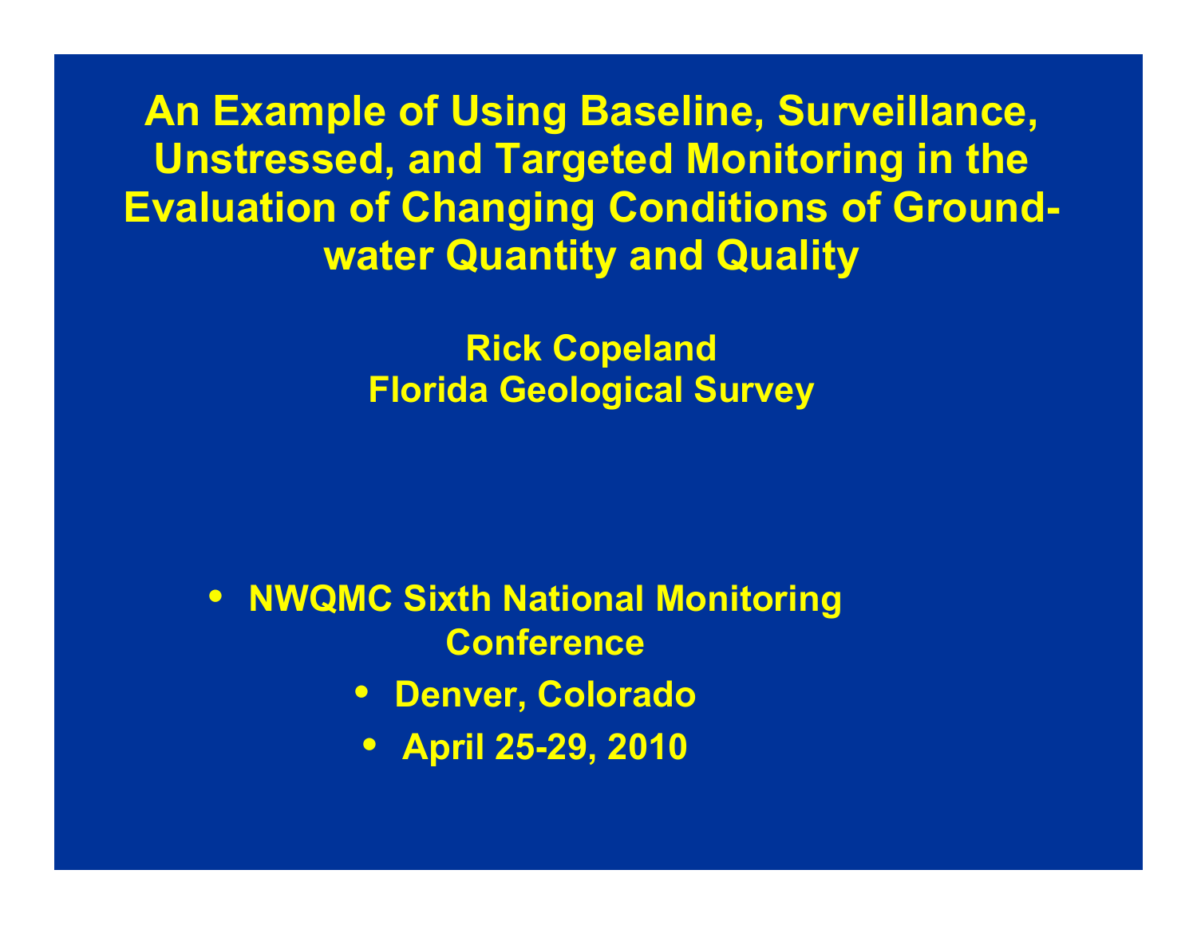# An Example of Using Baseline, Surveillance, Unstressed, and Targeted Monitoring in the Evaluation of Changing Conditions of Ground-water Quantity and Quality

**Rick Copeland**
**Florida Geological Survey**

- **NWQMC Sixth National Monitoring Conference**
- **Denver, Colorado**
- **April 25-29, 2010**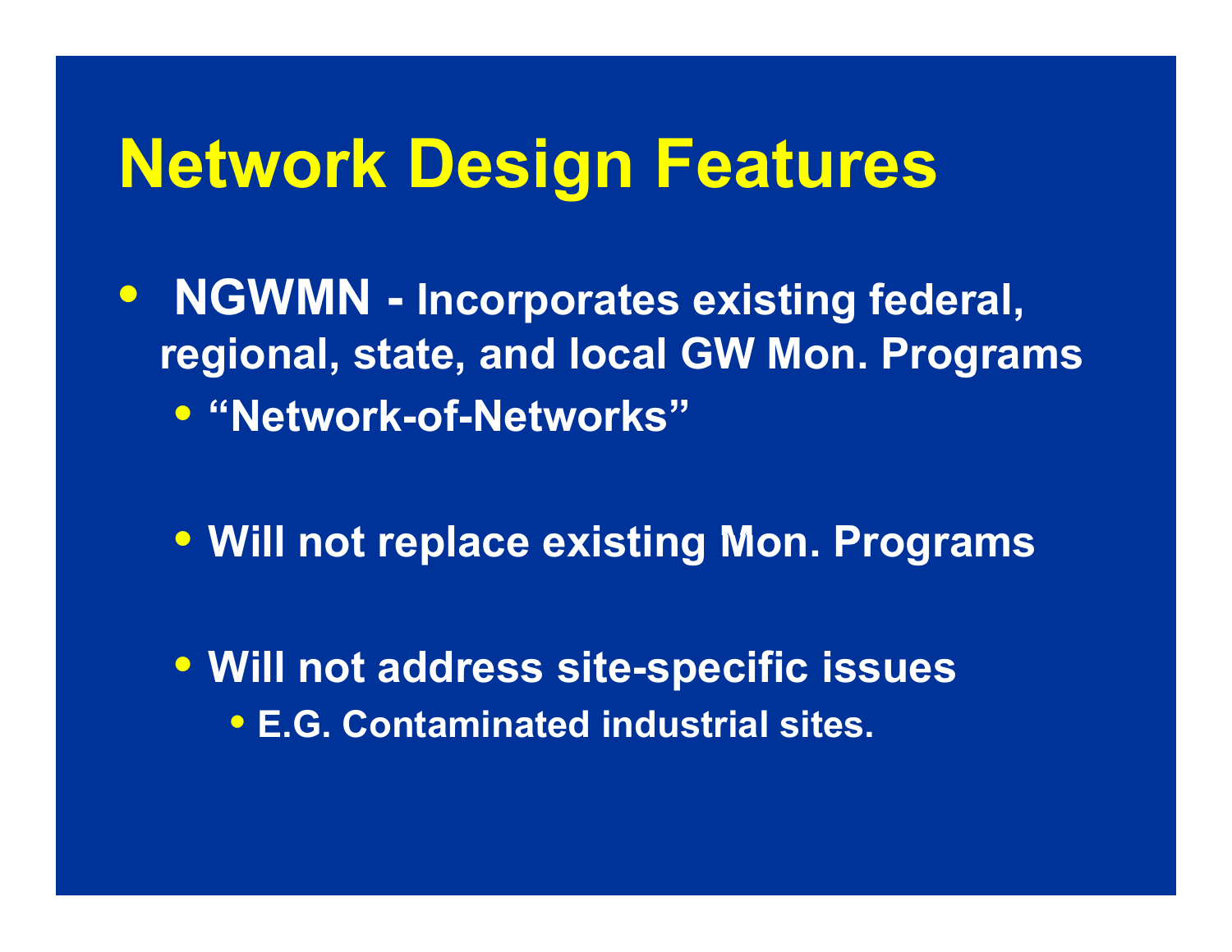# Network Design Features

- **NGWMN - Incorporates existing federal, regional, state, and local GW Mon. Programs**
  - **"Network-of-Networks"**
  - **Will not replace existing Mon. Programs**
  - **Will not address site-specific issues**
    - **E.G. Contaminated industrial sites.**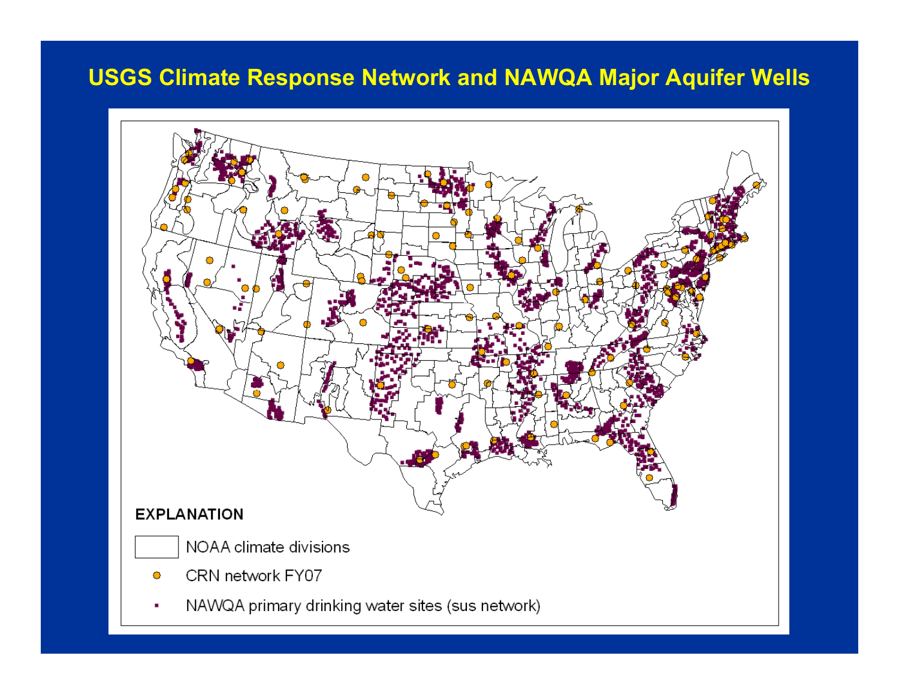# USGS Climate Response Network and NAWQA Major Aquifer Wells

**EXPLANATION**

- NOAA climate divisions
- CRN network FY07
- NAWQA primary drinking water sites (sus network)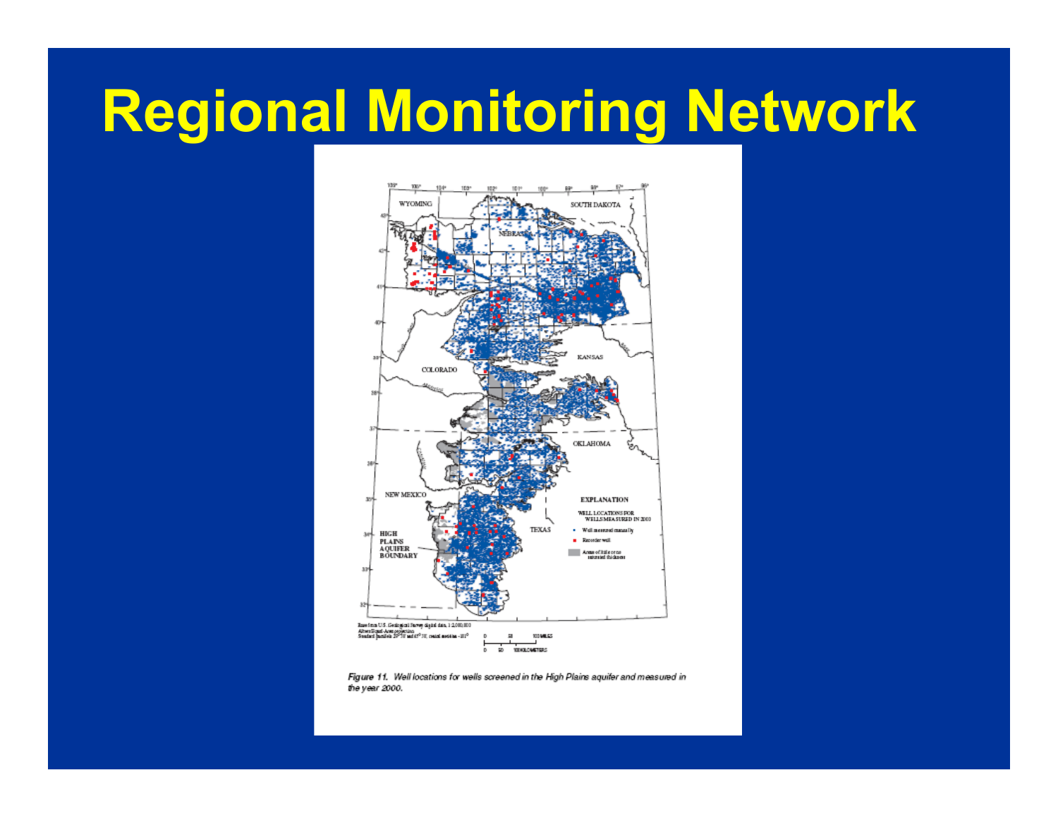# Regional Monitoring Network

*Figure 11. Well locations for wells screened in the High Plains aquifer and measured in the year 2000.*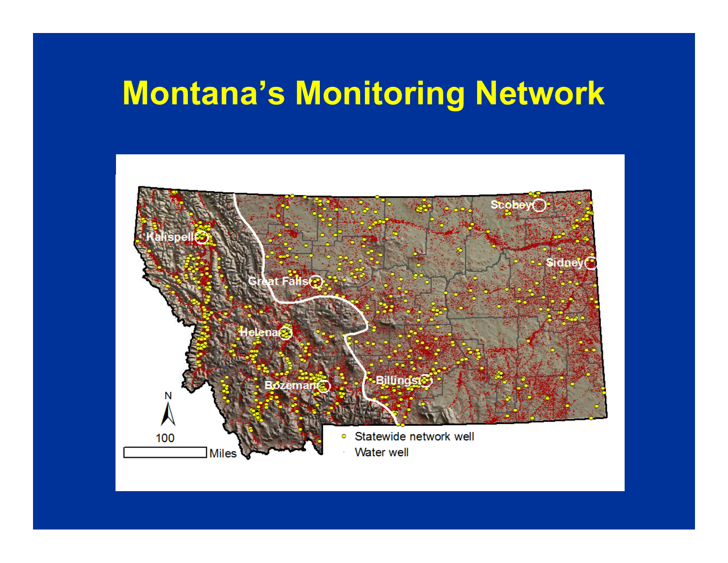# Montana's Monitoring Network

Kalispell
Great Falls
Helena
Bozeman
Billings
Scobey
Sidney

N

100

Miles

- Statewide network well
- Water well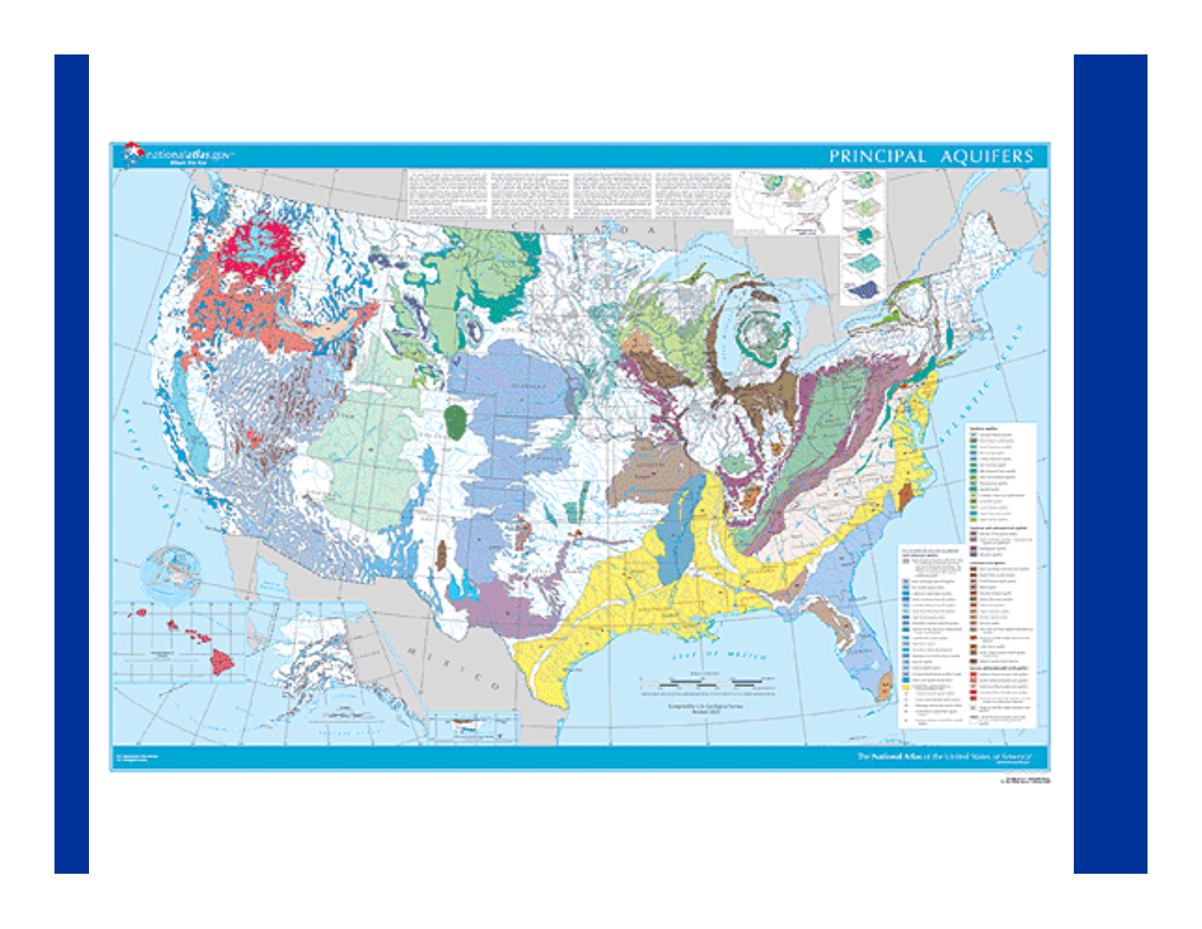# PRINCIPAL AQUIFERS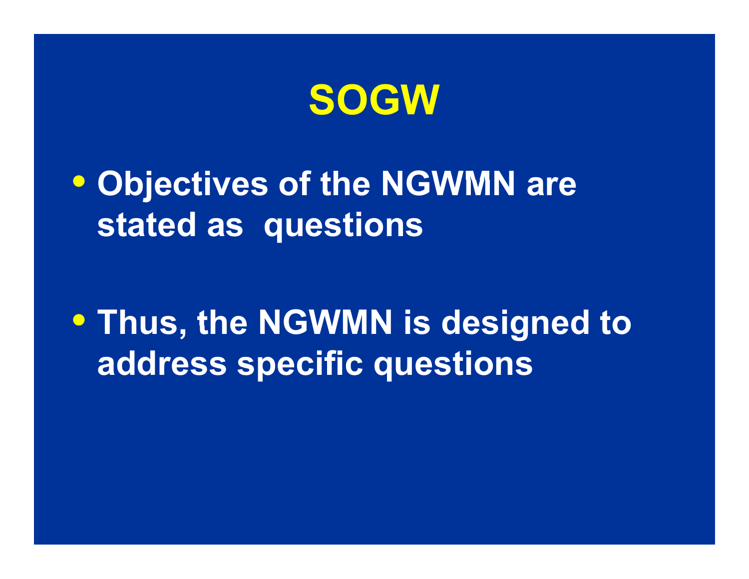# SOGW

- Objectives of the NGWMN are stated as questions

- Thus, the NGWMN is designed to address specific questions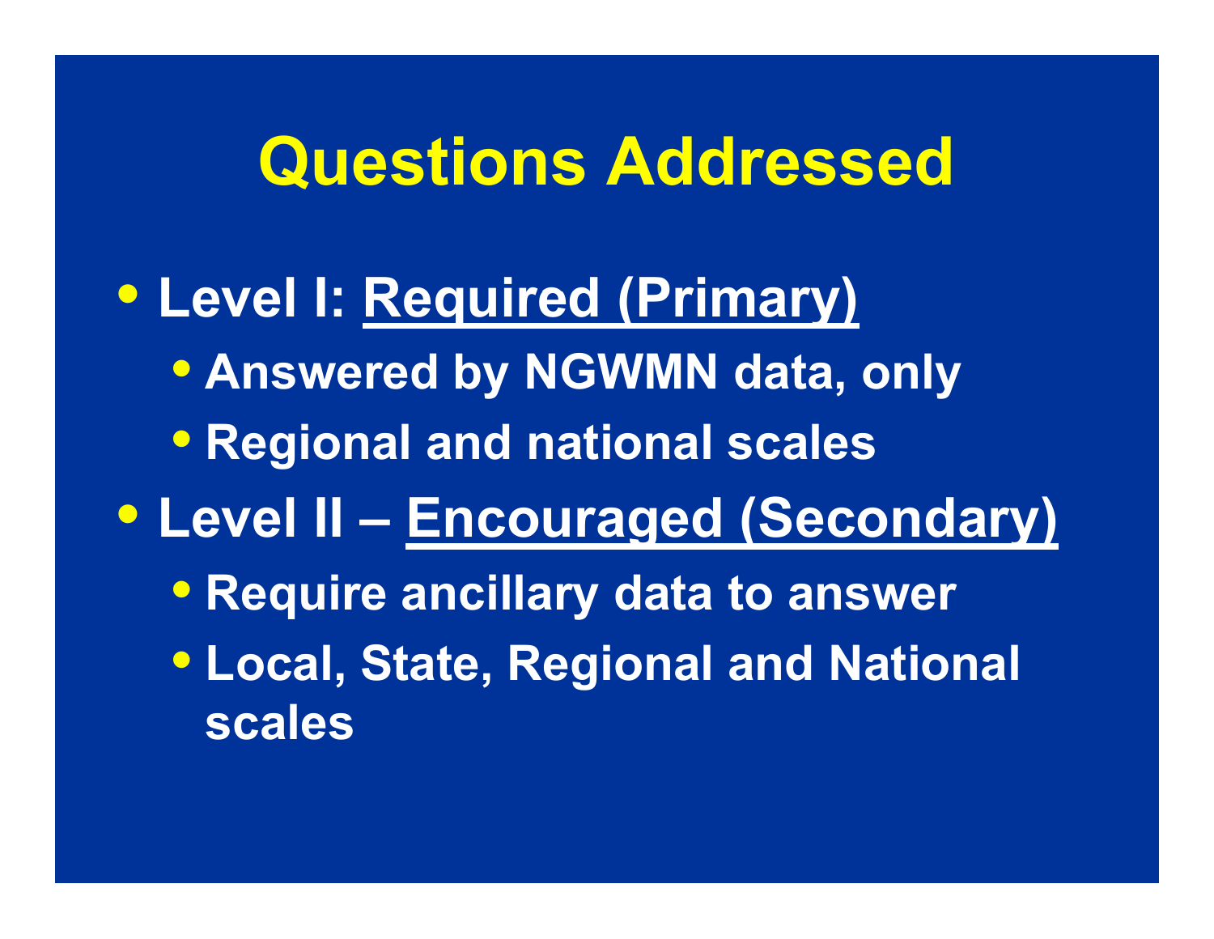# Questions Addressed

- Level I: <u>Required (Primary)</u>
  - Answered by NGWMN data, only
  - Regional and national scales
- Level II – <u>Encouraged (Secondary)</u>
  - Require ancillary data to answer
  - Local, State, Regional and National scales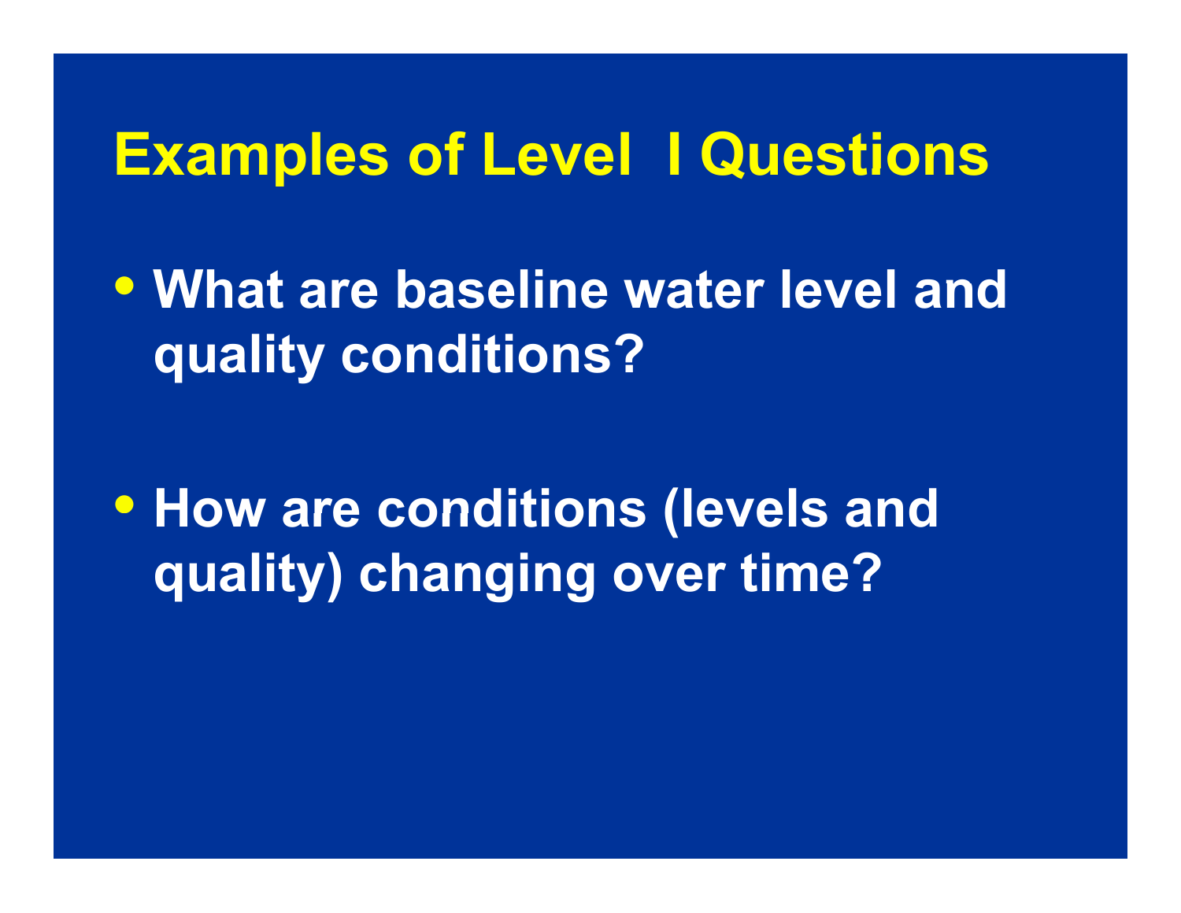# Examples of Level I Questions

- What are baseline water level and quality conditions?
- How are conditions (levels and quality) changing over time?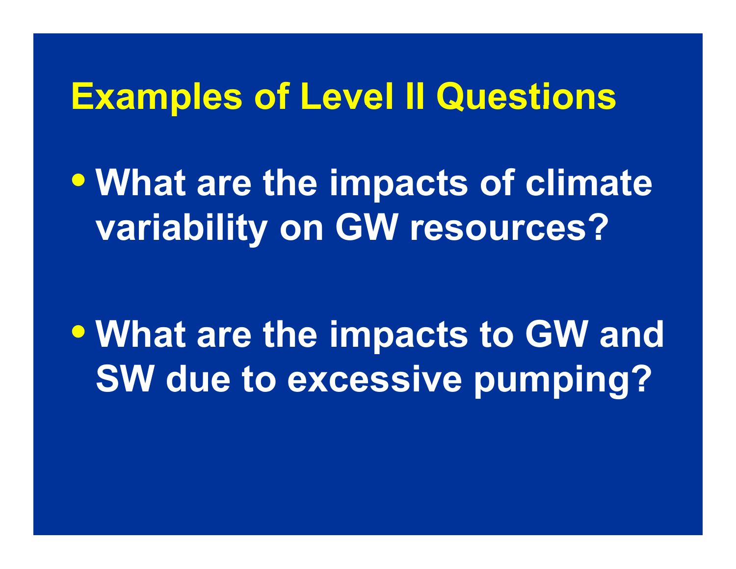# Examples of Level II Questions

- What are the impacts of climate variability on GW resources?
- What are the impacts to GW and SW due to excessive pumping?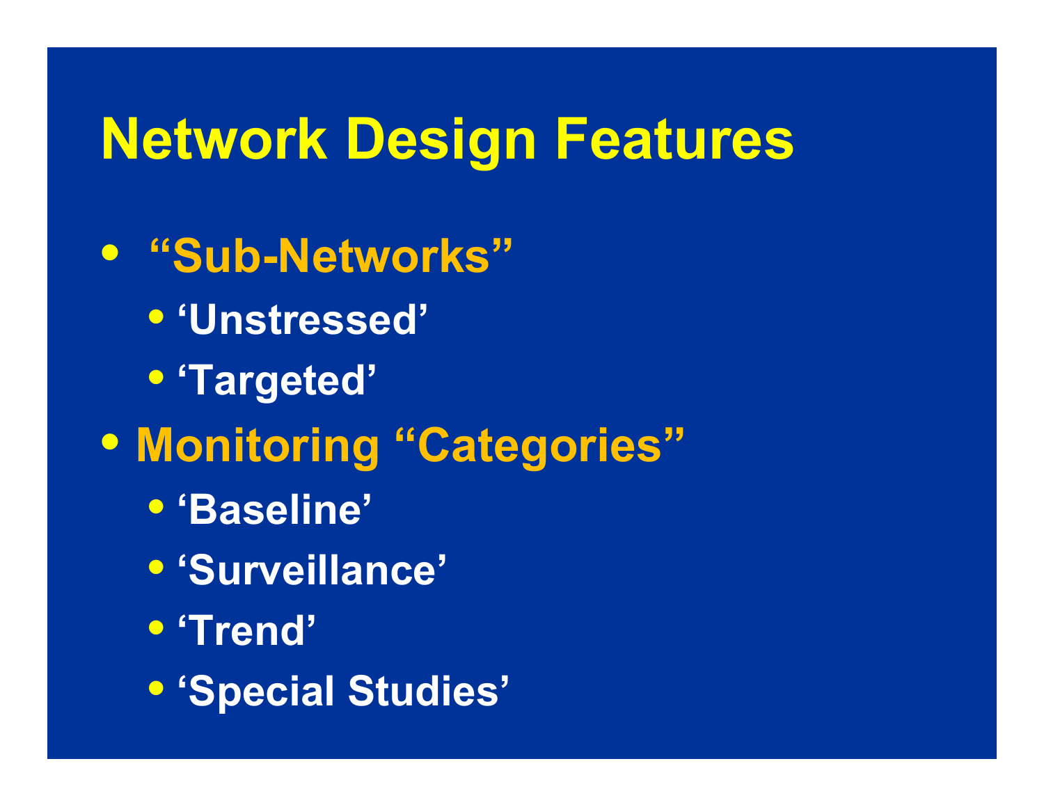# Network Design Features

- “Sub-Networks”
  - ‘Unstressed’
  - ‘Targeted’
- Monitoring “Categories”
  - ‘Baseline’
  - ‘Surveillance’
  - ‘Trend’
  - ‘Special Studies’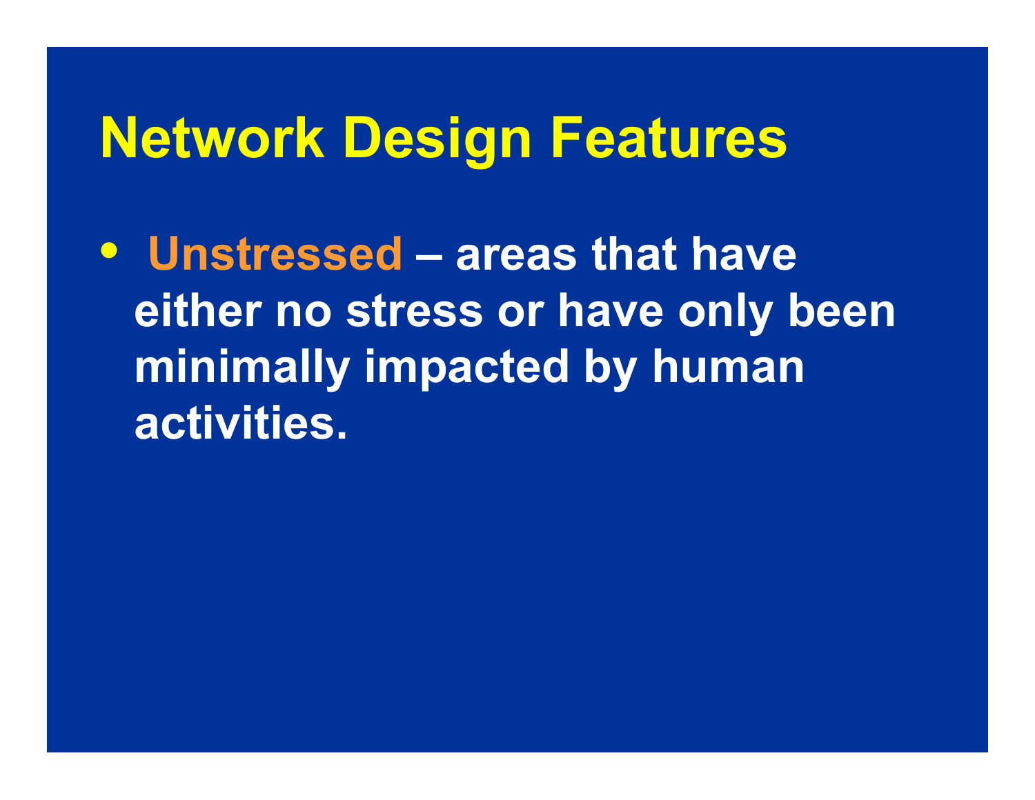# Network Design Features

- **Unstressed** – areas that have either no stress or have only been minimally impacted by human activities.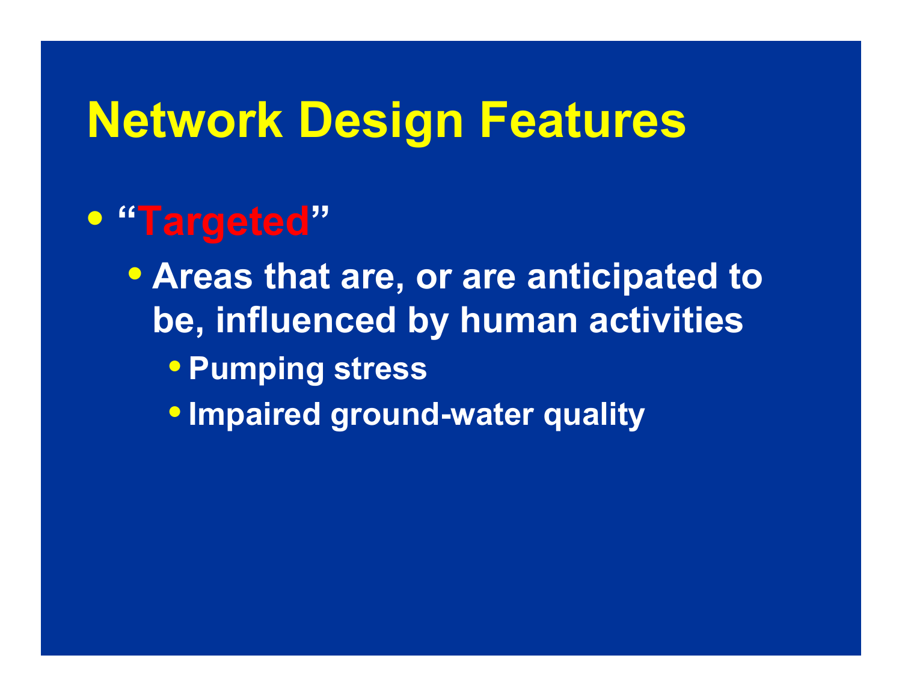# Network Design Features

- **“Targeted”**
  - **Areas that are, or are anticipated to be, influenced by human activities**
    - **Pumping stress**
    - **Impaired ground-water quality**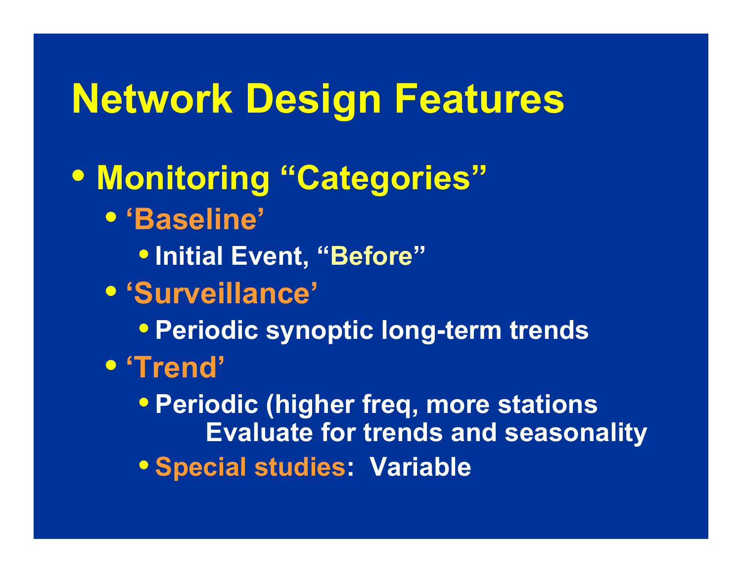# Network Design Features

- **Monitoring "Categories"**
  - **'Baseline'**
    - **Initial Event, "Before"**
  - **'Surveillance'**
    - **Periodic synoptic long-term trends**
  - **'Trend'**
    - **Periodic (higher freq, more stations Evaluate for trends and seasonality**
    - **Special studies: Variable**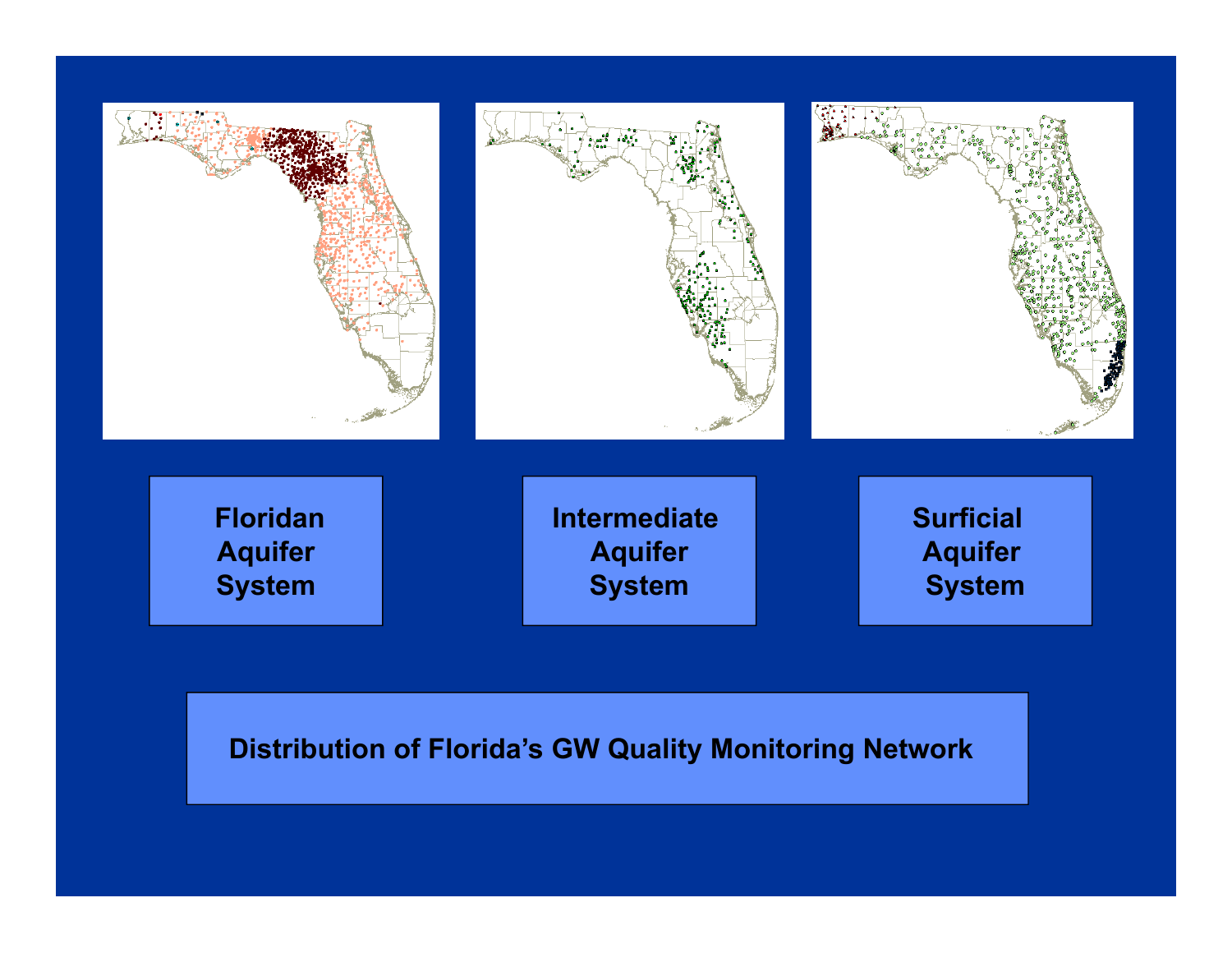Floridan Aquifer System

Intermediate Aquifer System

Surficial Aquifer System

Distribution of Florida's GW Quality Monitoring Network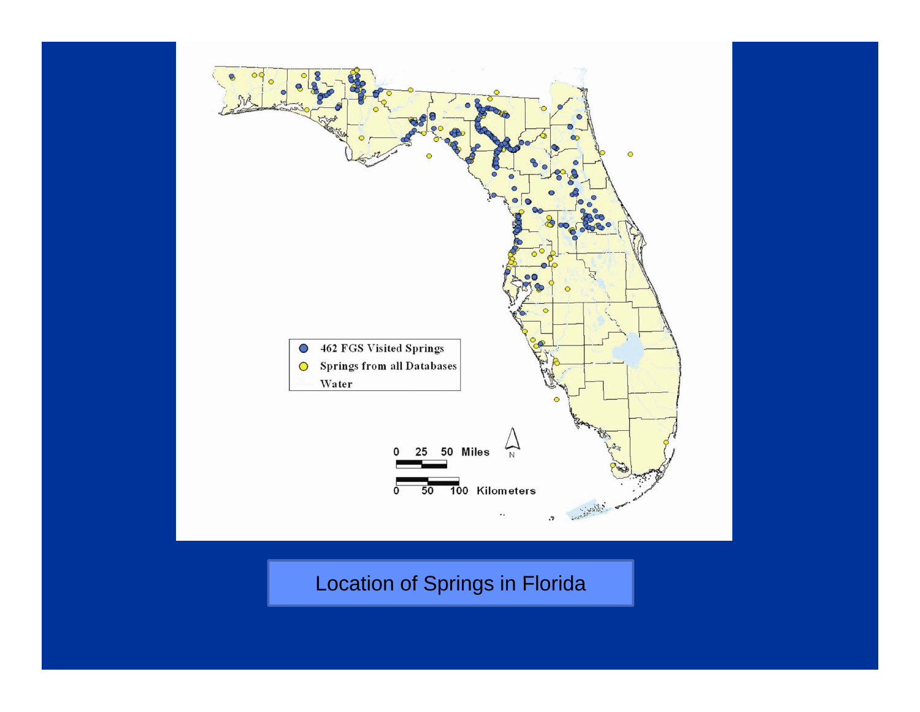462 FGS Visited Springs

Springs from all Databases

Water

0 25 50 Miles

0 50 100 Kilometers

Location of Springs in Florida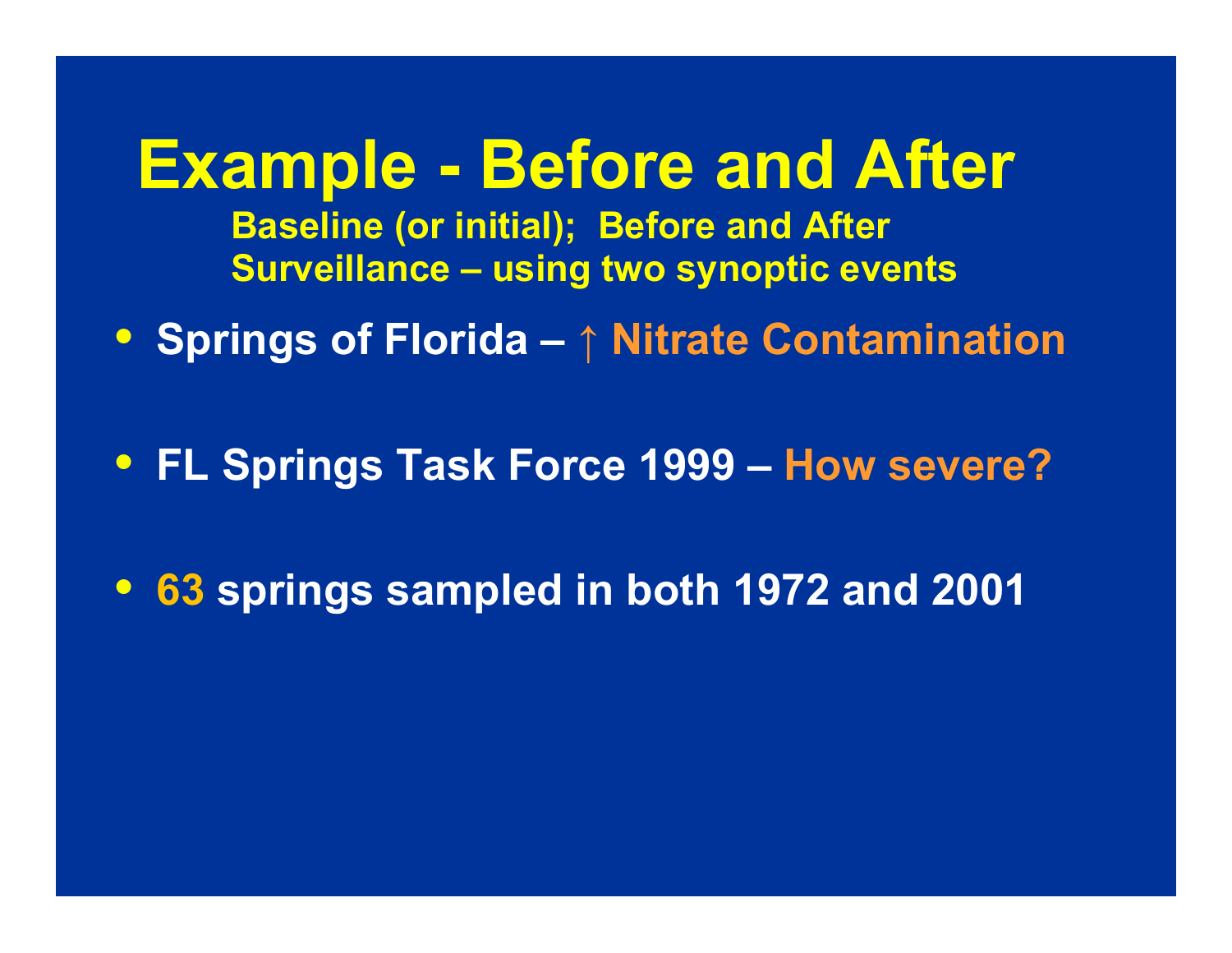# Example - Before and After

**Baseline (or initial); Before and After Surveillance – using two synoptic events**

- **Springs of Florida – ↑ Nitrate Contamination**
- **FL Springs Task Force 1999 – How severe?**
- **63 springs sampled in both 1972 and 2001**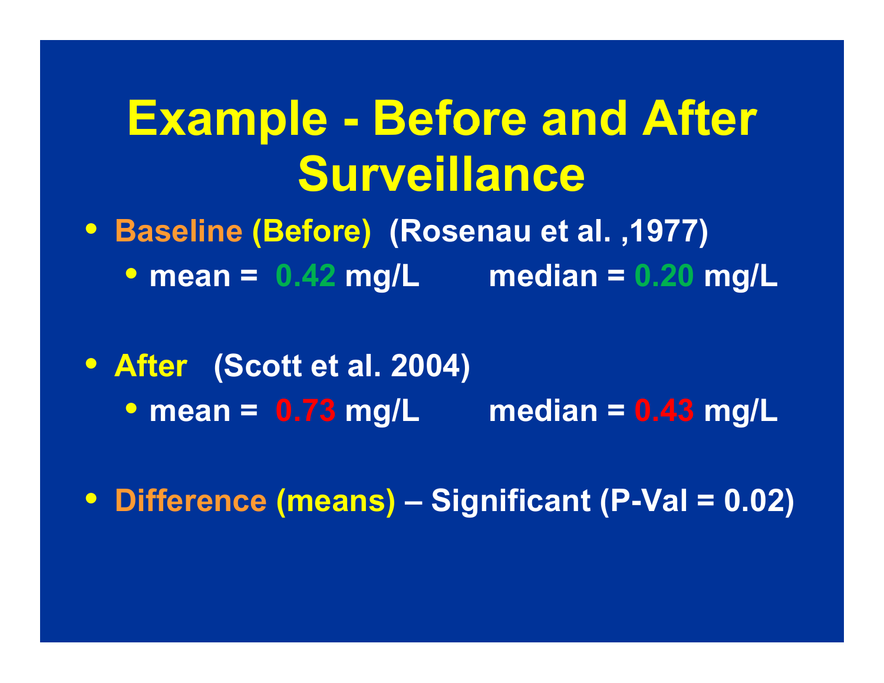# Example - Before and After Surveillance

- **Baseline (Before) (Rosenau et al. ,1977)**
  - **mean = 0.42 mg/L    median = 0.20 mg/L**

- **After (Scott et al. 2004)**
  - **mean = 0.73 mg/L    median = 0.43 mg/L**

- **Difference (means) – Significant (P-Val = 0.02)**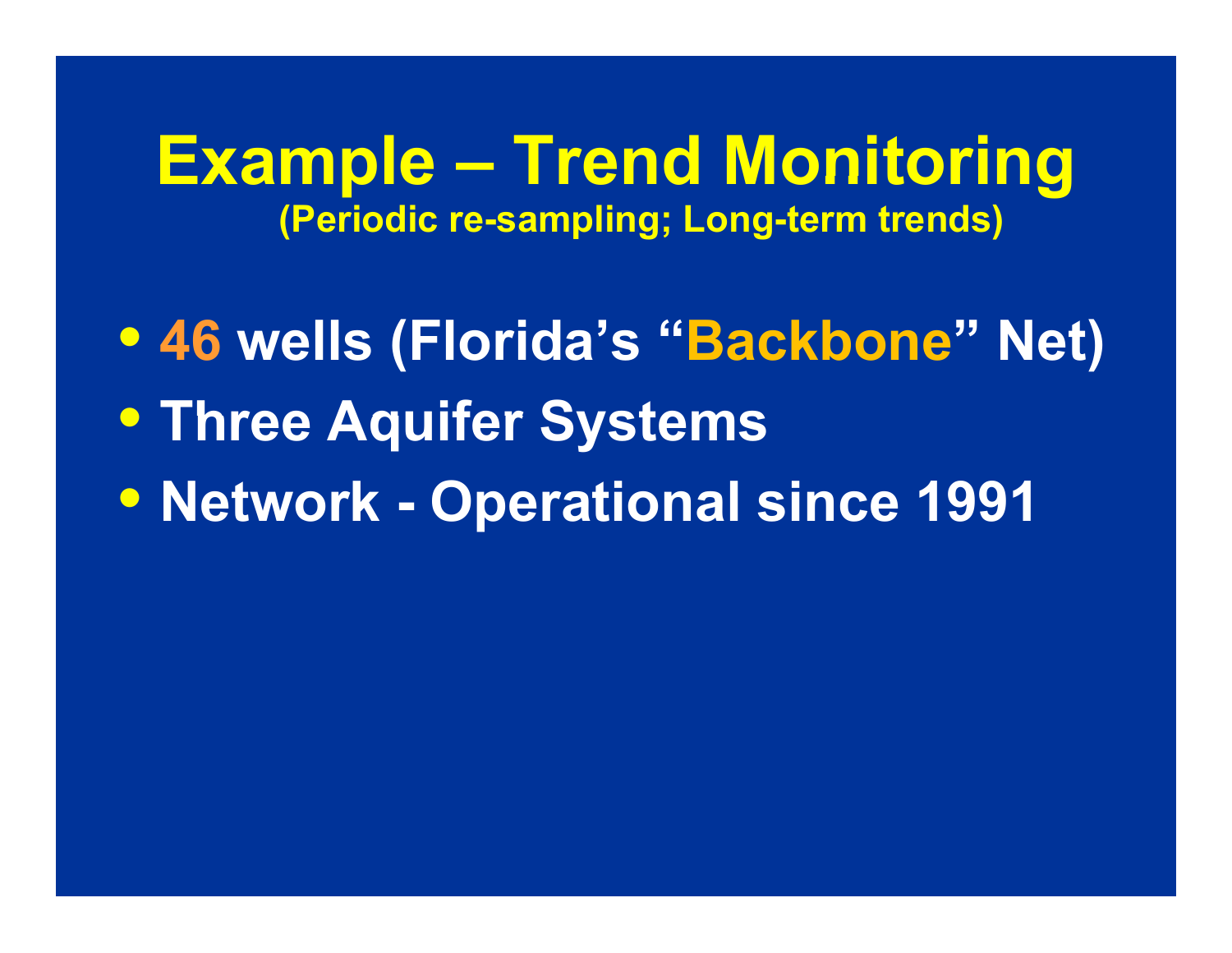# Example – Trend Monitoring

**(Periodic re-sampling; Long-term trends)**

- **46 wells (Florida's "Backbone" Net)**
- **Three Aquifer Systems**
- **Network - Operational since 1991**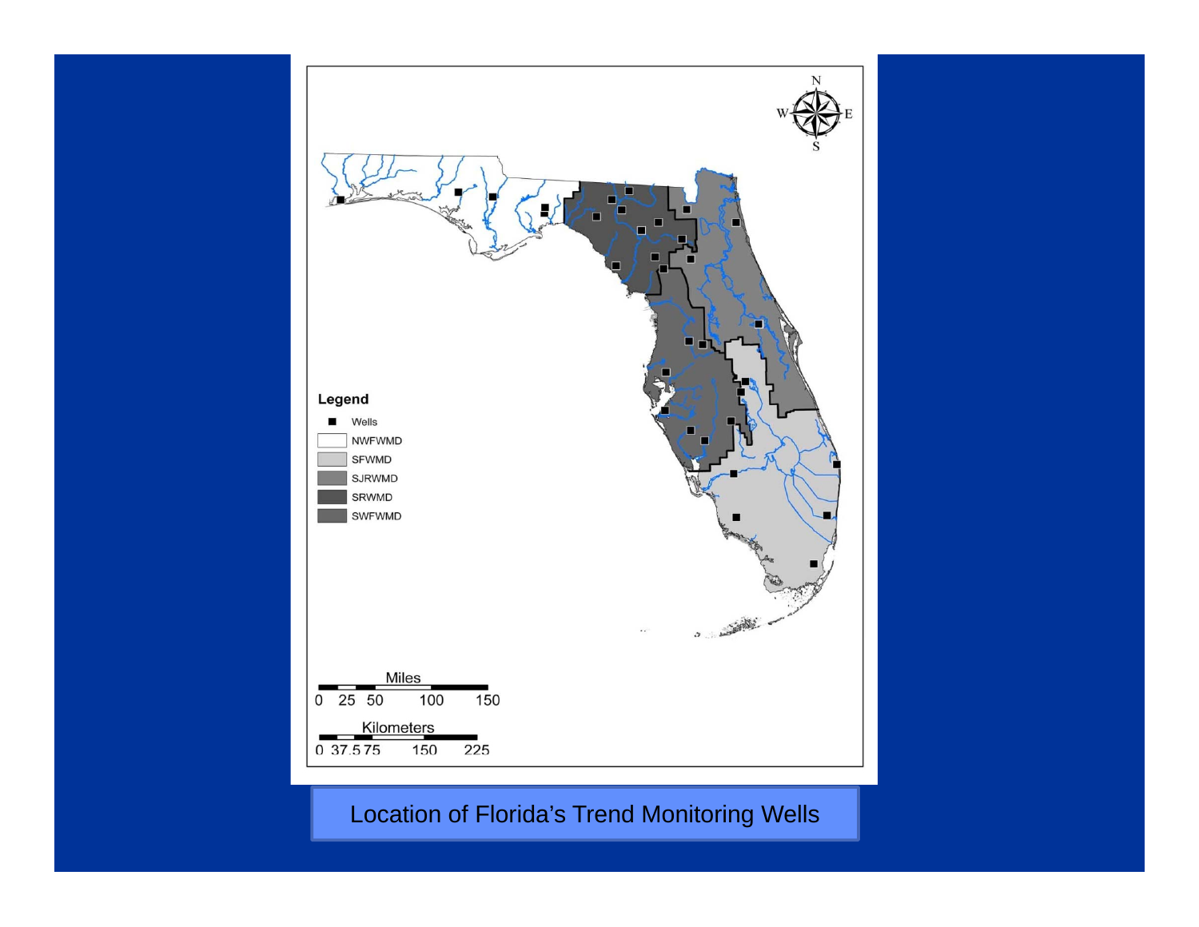Legend

- Wells
- NWFWMD
- SFWMD
- SJRWMD
- SRWMD
- SWFWMD

Miles: 0 25 50 100 150

Kilometers: 0 37.5 75 150 225

Location of Florida's Trend Monitoring Wells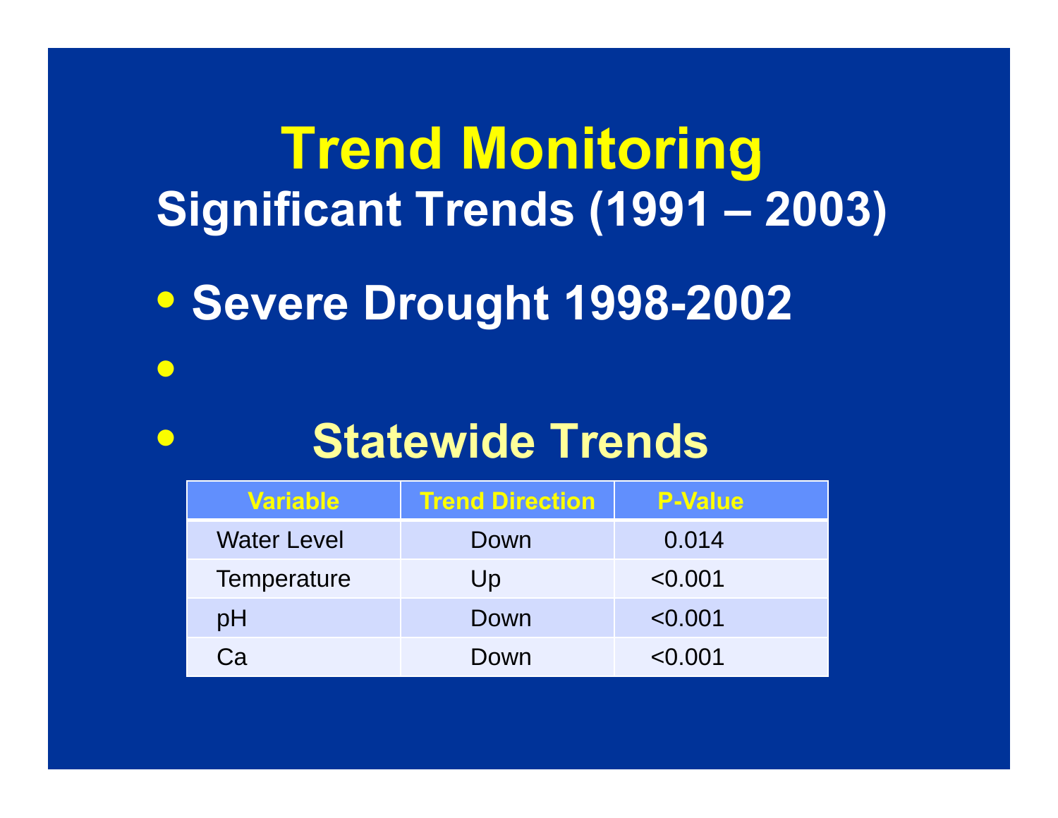# Trend Monitoring

## Significant Trends (1991 – 2003)

- Severe Drought 1998-2002
-
- Statewide Trends

| Variable | Trend Direction | P-Value |
| --- | --- | --- |
| Water Level | Down | 0.014 |
| Temperature | Up | <0.001 |
| pH | Down | <0.001 |
| Ca | Down | <0.001 |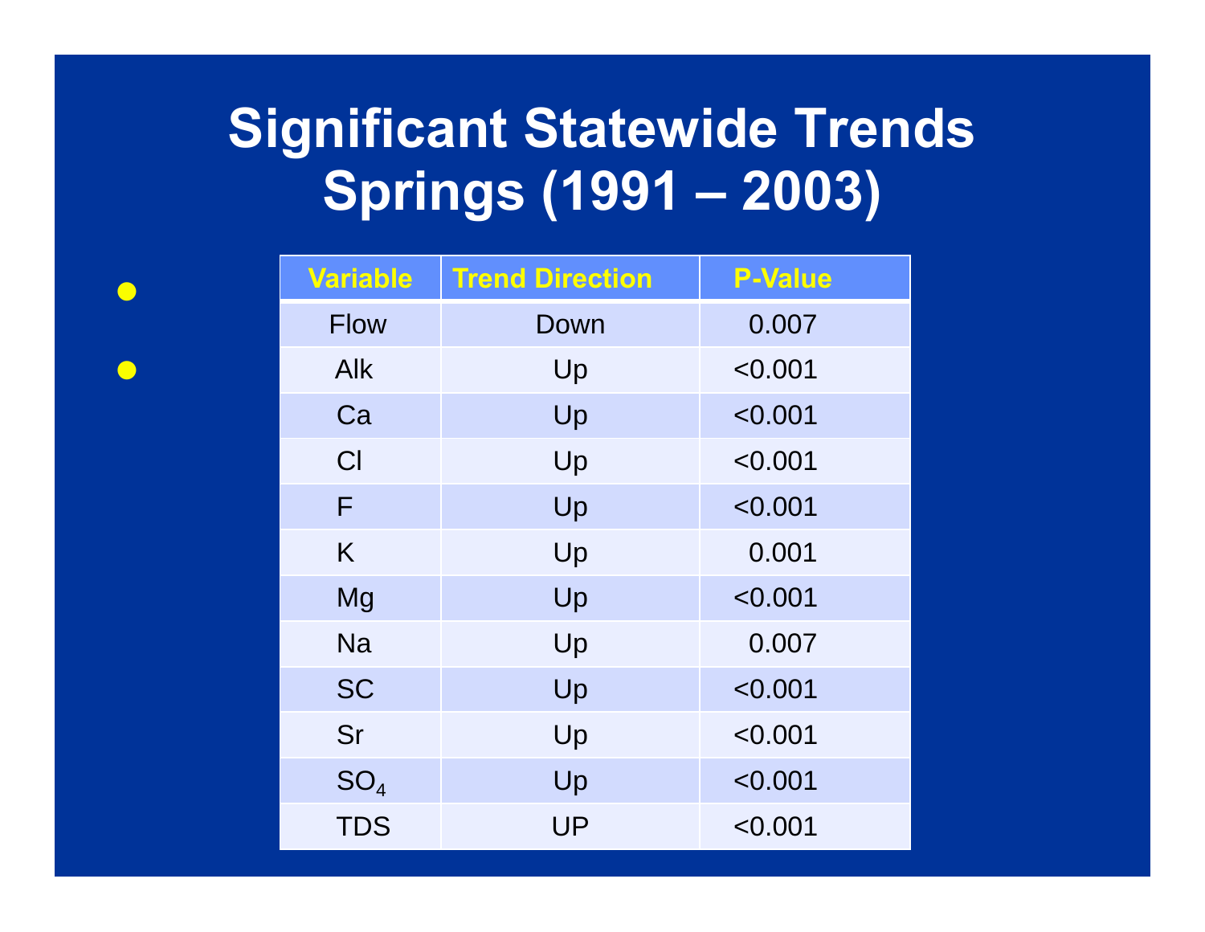# Significant Statewide Trends Springs (1991 – 2003)

| Variable | Trend Direction | P-Value |
|---|---|---|
| Flow | Down | 0.007 |
| Alk | Up | <0.001 |
| Ca | Up | <0.001 |
| Cl | Up | <0.001 |
| F | Up | <0.001 |
| K | Up | 0.001 |
| Mg | Up | <0.001 |
| Na | Up | 0.007 |
| SC | Up | <0.001 |
| Sr | Up | <0.001 |
| $SO_4$ | Up | <0.001 |
| TDS | UP | <0.001 |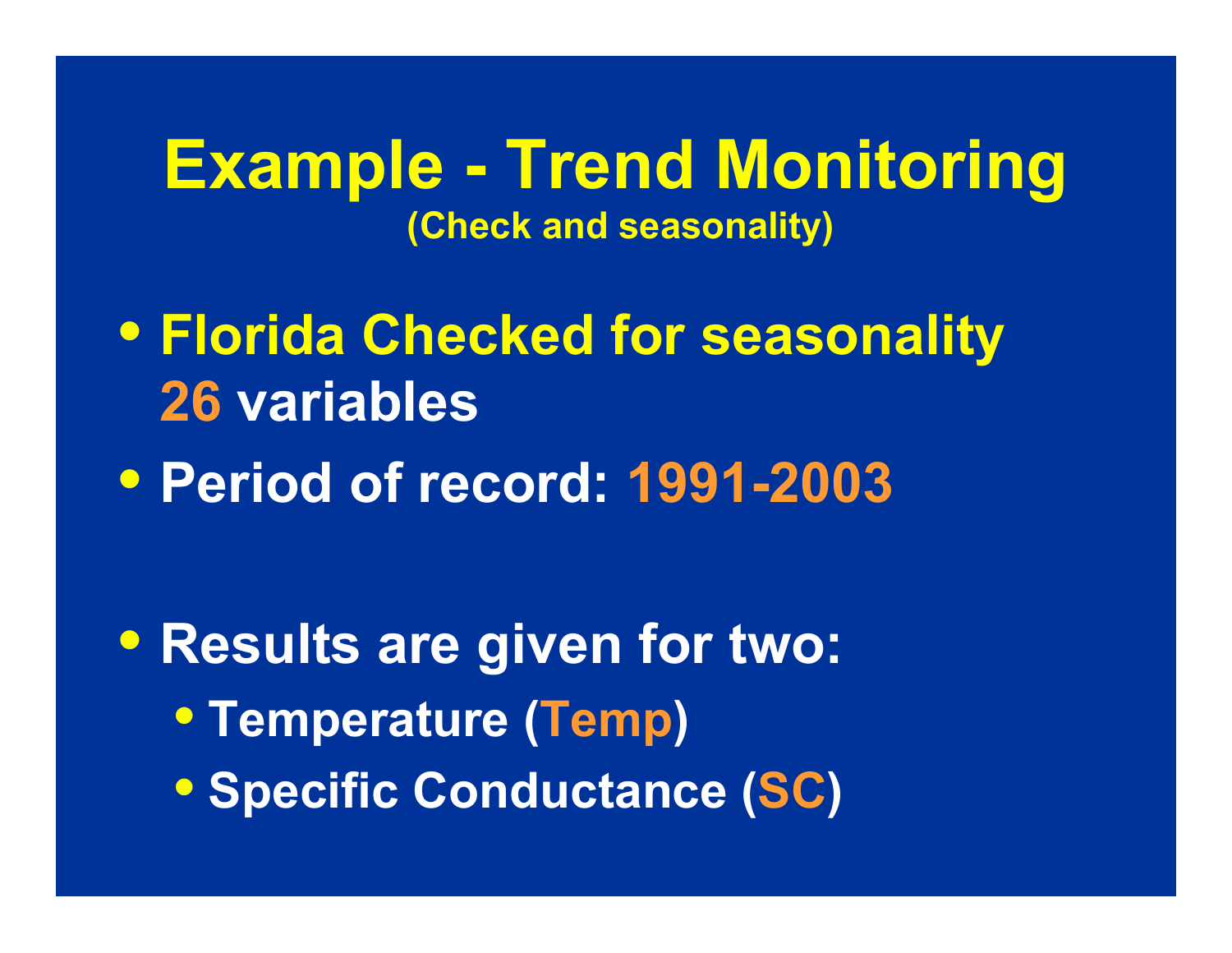# Example - Trend Monitoring

**(Check and seasonality)**

- **Florida Checked for seasonality 26 variables**
- **Period of record: 1991-2003**
- **Results are given for two:**
  - **Temperature (Temp)**
  - **Specific Conductance (SC)**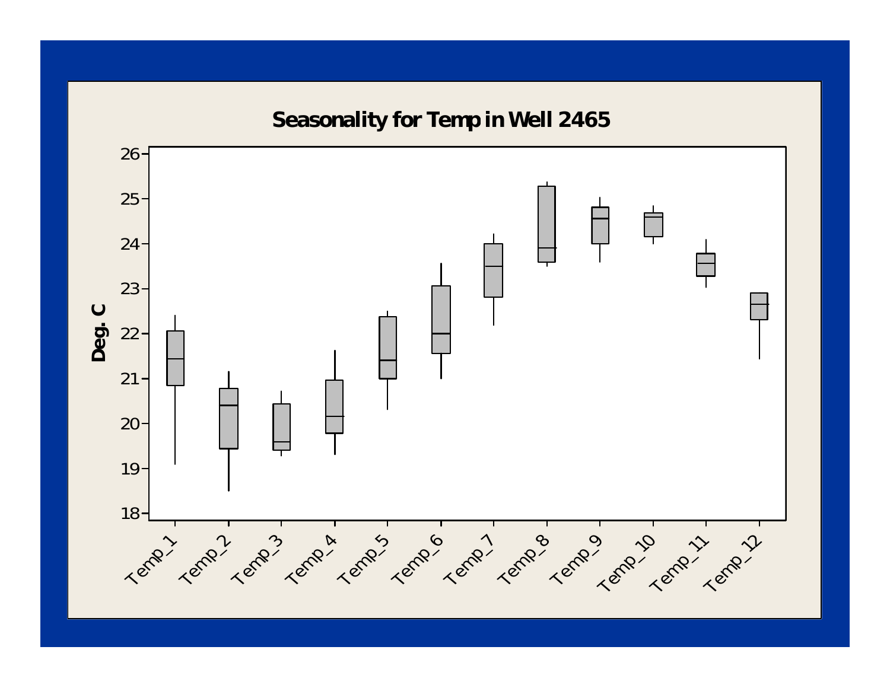# Seasonality for Temp in Well 2465

Deg. C

26, 25, 24, 23, 22, 21, 20, 19, 18

Temp_1, Temp_2, Temp_3, Temp_4, Temp_5, Temp_6, Temp_7, Temp_8, Temp_9, Temp_10, Temp_11, Temp_12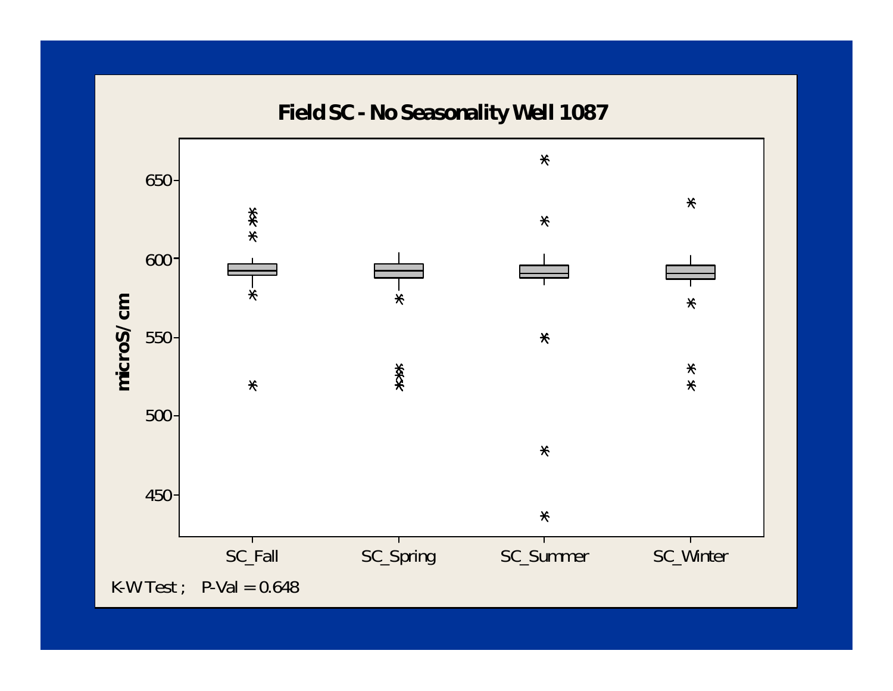## Field SC - No Seasonality Well 1087

K-W Test ; P-Val = 0.648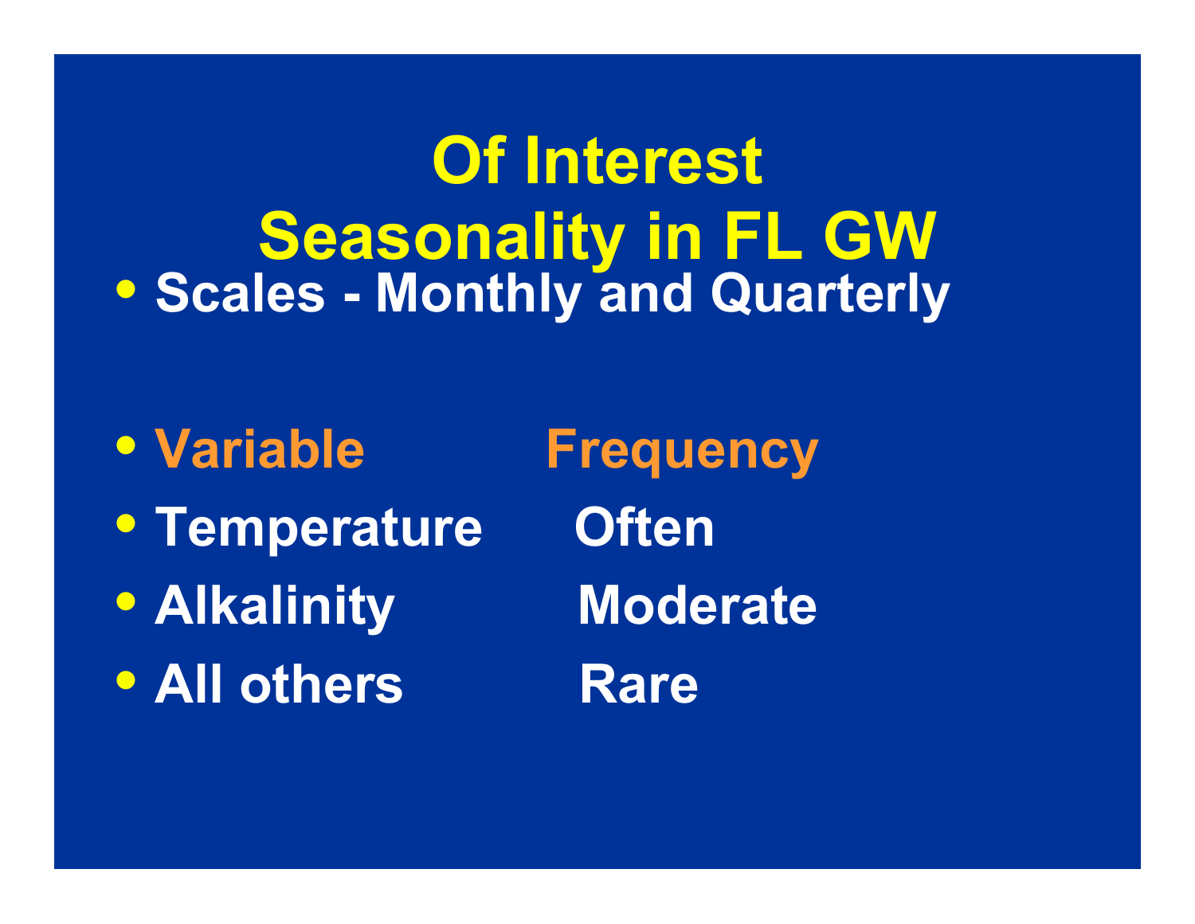# Of Interest
# Seasonality in FL GW

- Scales - Monthly and Quarterly

| Variable | Frequency |
| --- | --- |
| Temperature | Often |
| Alkalinity | Moderate |
| All others | Rare |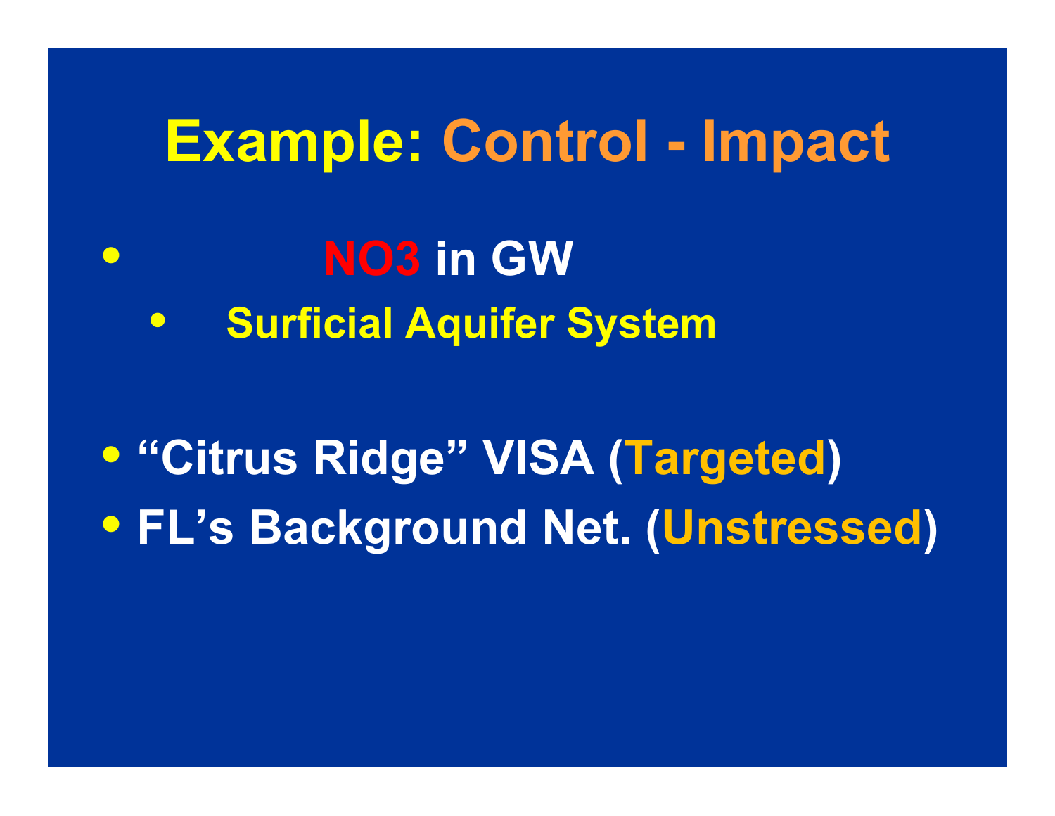# Example: Control - Impact

- $NO_3$ in GW
  - Surficial Aquifer System

- "Citrus Ridge" VISA (Targeted)
- FL's Background Net. (Unstressed)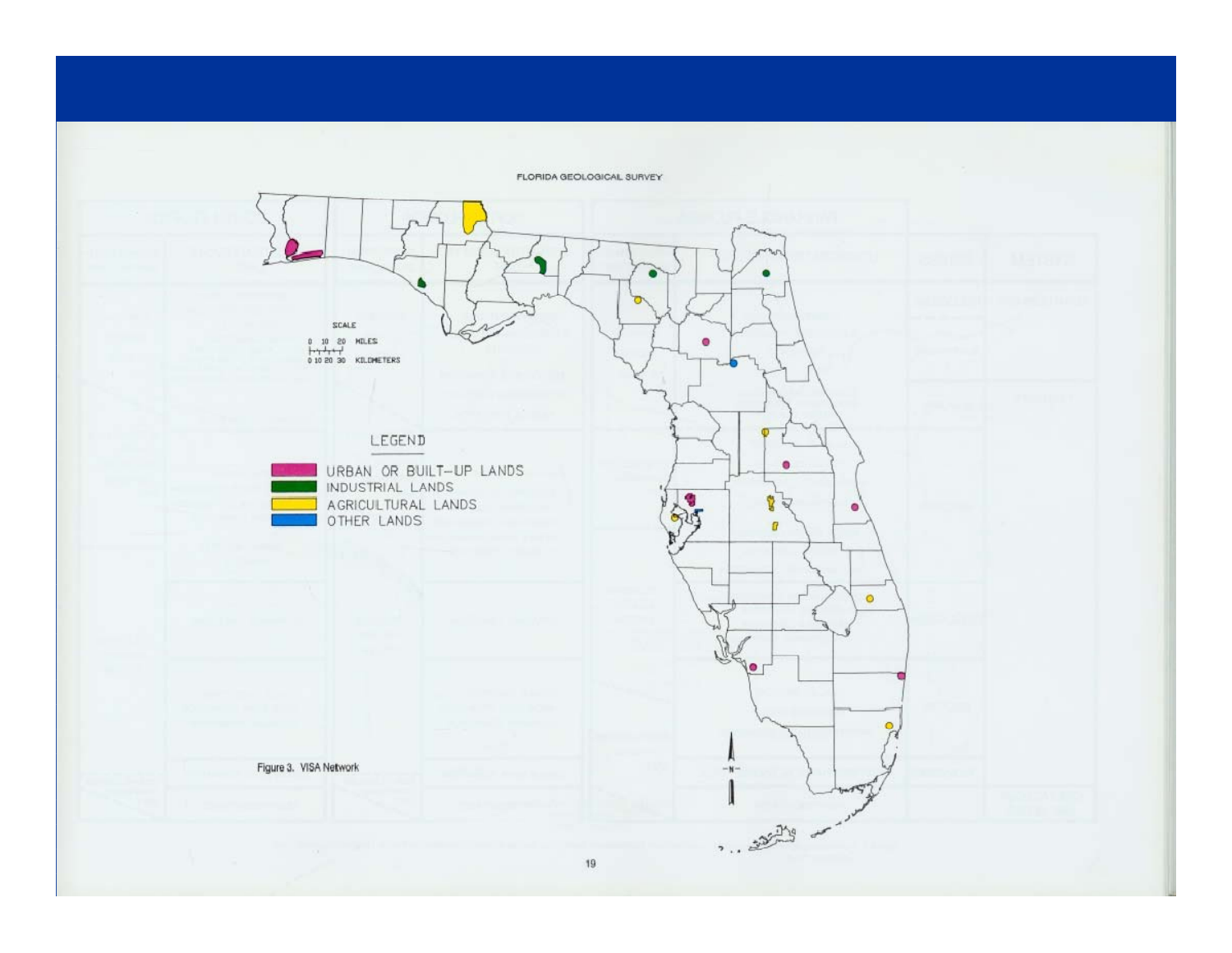FLORIDA GEOLOGICAL SURVEY

SCALE

0 10 20 MILES

0 10 20 30 KILOMETERS

LEGEND

URBAN OR BUILT–UP LANDS

INDUSTRIAL LANDS

AGRICULTURAL LANDS

OTHER LANDS

Figure 3. VISA Network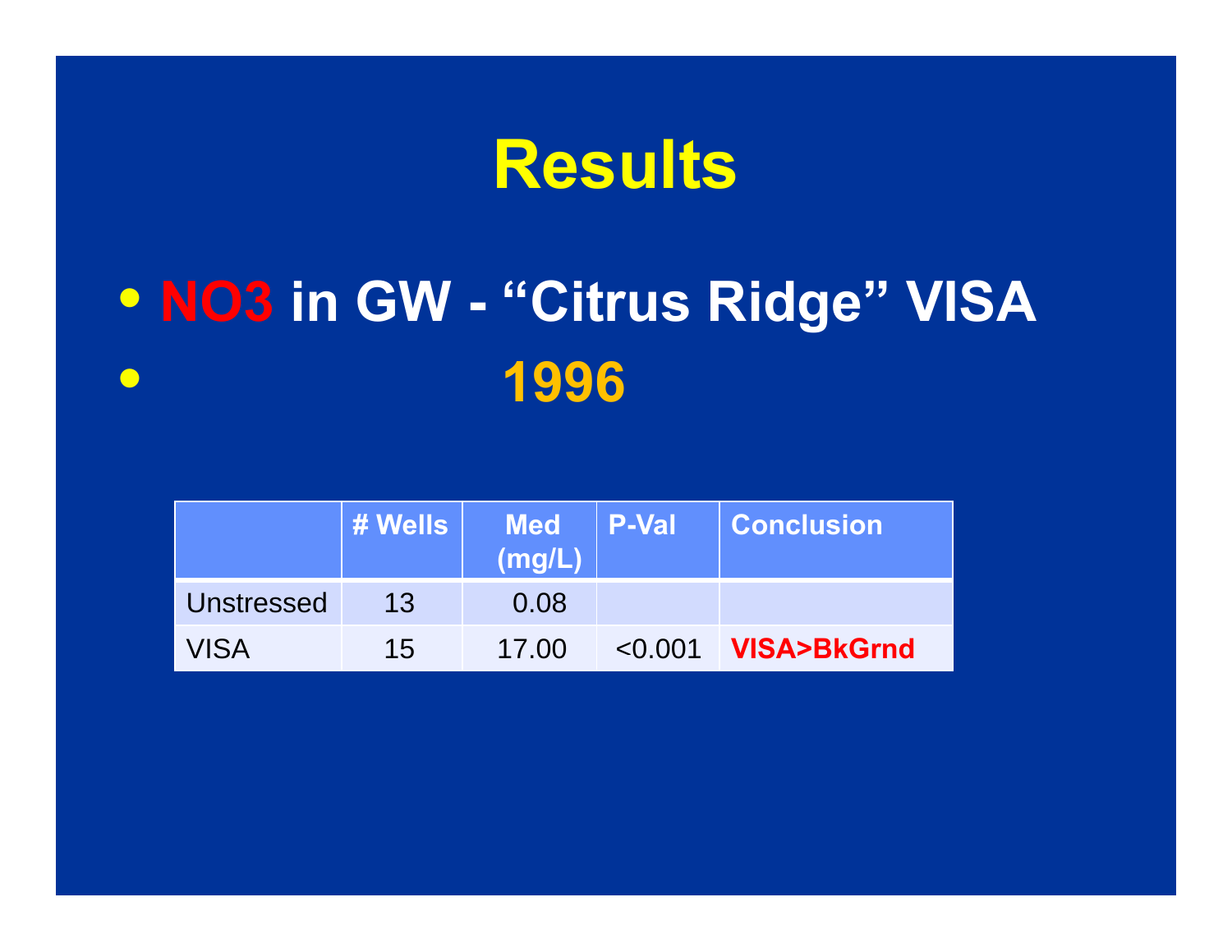# Results

- NO3 in GW - "Citrus Ridge" VISA
- 1996

| | # Wells | Med (mg/L) | P-Val | Conclusion |
|---|---|---|---|---|
| Unstressed | 13 | 0.08 | | |
| VISA | 15 | 17.00 | <0.001 | VISA>BkGrnd |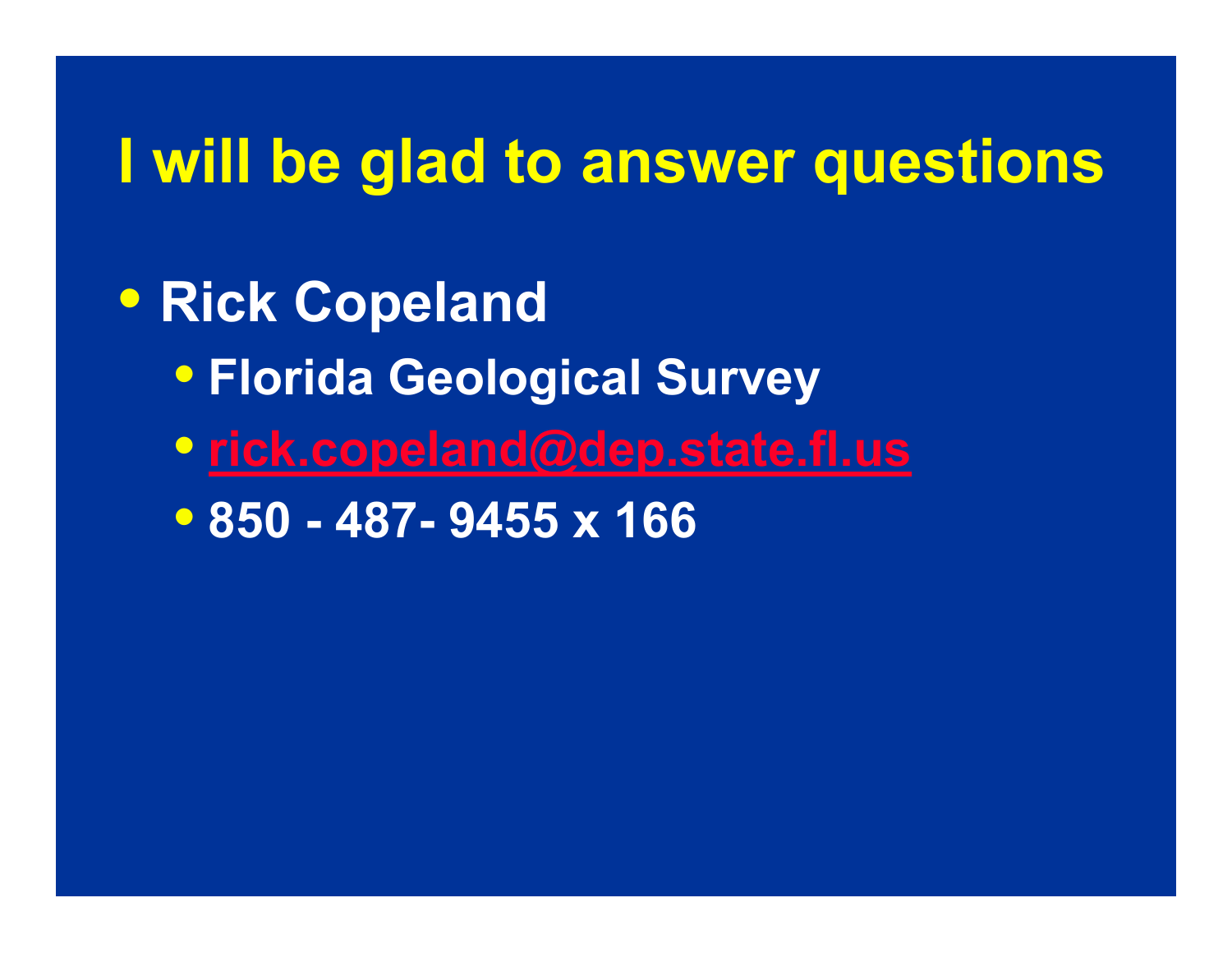# I will be glad to answer questions

- Rick Copeland
  - Florida Geological Survey
  - rick.copeland@dep.state.fl.us
  - 850 - 487- 9455 x 166